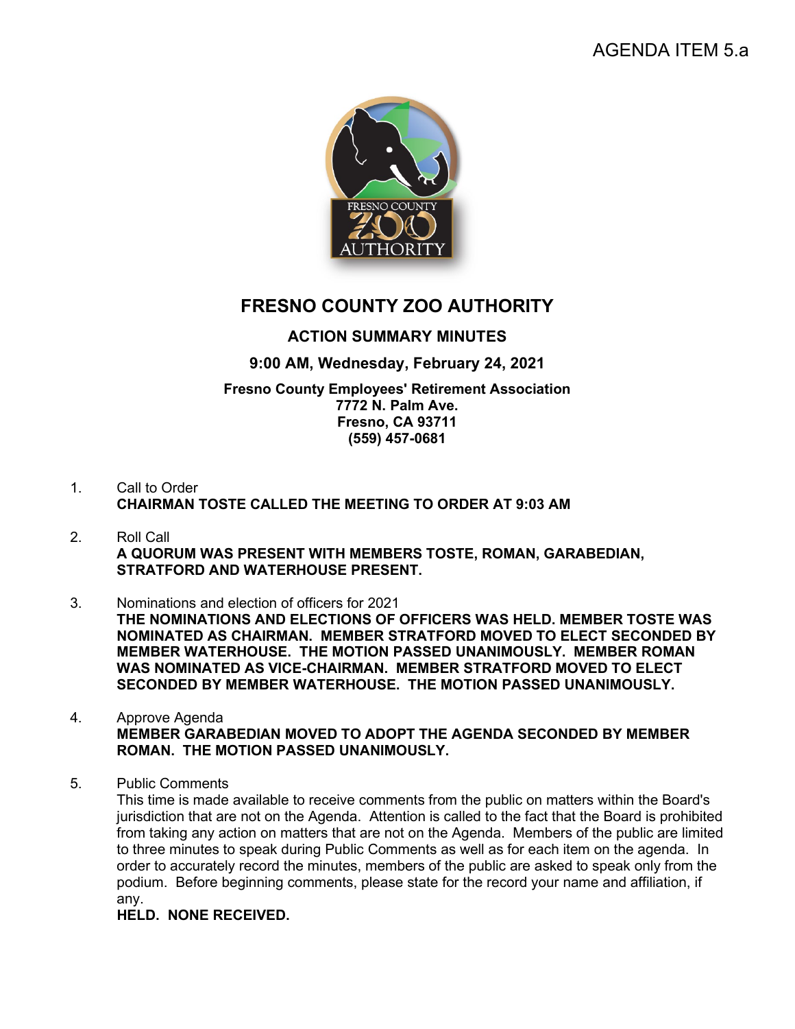AGENDA ITEM 5.a

# FRESNO COUNTY ZOO AUTHORITY

## ACTION SUMMARY MINUTES

### 9:00 AM, Wednesday, February 24, 2021

**Fresno County Employees' Retirement Association**
**7772 N. Palm Ave.**
**Fresno, CA 93711**
**(559) 457-0681**

1. Call to Order
   **CHAIRMAN TOSTE CALLED THE MEETING TO ORDER AT 9:03 AM**

2. Roll Call
   **A QUORUM WAS PRESENT WITH MEMBERS TOSTE, ROMAN, GARABEDIAN, STRATFORD AND WATERHOUSE PRESENT.**

3. Nominations and election of officers for 2021
   **THE NOMINATIONS AND ELECTIONS OF OFFICERS WAS HELD. MEMBER TOSTE WAS NOMINATED AS CHAIRMAN. MEMBER STRATFORD MOVED TO ELECT SECONDED BY MEMBER WATERHOUSE. THE MOTION PASSED UNANIMOUSLY. MEMBER ROMAN WAS NOMINATED AS VICE-CHAIRMAN. MEMBER STRATFORD MOVED TO ELECT SECONDED BY MEMBER WATERHOUSE. THE MOTION PASSED UNANIMOUSLY.**

4. Approve Agenda
   **MEMBER GARABEDIAN MOVED TO ADOPT THE AGENDA SECONDED BY MEMBER ROMAN. THE MOTION PASSED UNANIMOUSLY.**

5. Public Comments
   This time is made available to receive comments from the public on matters within the Board's jurisdiction that are not on the Agenda. Attention is called to the fact that the Board is prohibited from taking any action on matters that are not on the Agenda. Members of the public are limited to three minutes to speak during Public Comments as well as for each item on the agenda. In order to accurately record the minutes, members of the public are asked to speak only from the podium. Before beginning comments, please state for the record your name and affiliation, if any.
   **HELD. NONE RECEIVED.**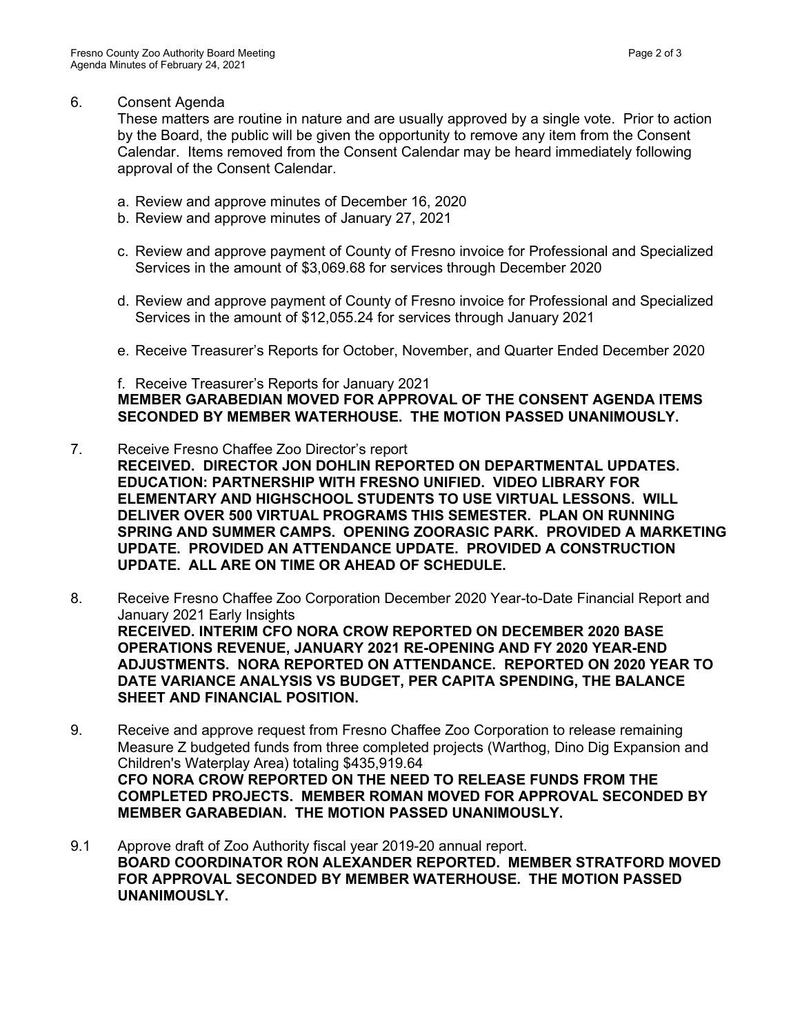6. Consent Agenda

   These matters are routine in nature and are usually approved by a single vote. Prior to action by the Board, the public will be given the opportunity to remove any item from the Consent Calendar. Items removed from the Consent Calendar may be heard immediately following approval of the Consent Calendar.

   a. Review and approve minutes of December 16, 2020
   b. Review and approve minutes of January 27, 2021

   c. Review and approve payment of County of Fresno invoice for Professional and Specialized Services in the amount of $3,069.68 for services through December 2020

   d. Review and approve payment of County of Fresno invoice for Professional and Specialized Services in the amount of $12,055.24 for services through January 2021

   e. Receive Treasurer's Reports for October, November, and Quarter Ended December 2020

   f. Receive Treasurer's Reports for January 2021

   **MEMBER GARABEDIAN MOVED FOR APPROVAL OF THE CONSENT AGENDA ITEMS SECONDED BY MEMBER WATERHOUSE. THE MOTION PASSED UNANIMOUSLY.**

7. Receive Fresno Chaffee Zoo Director's report

   **RECEIVED. DIRECTOR JON DOHLIN REPORTED ON DEPARTMENTAL UPDATES. EDUCATION: PARTNERSHIP WITH FRESNO UNIFIED. VIDEO LIBRARY FOR ELEMENTARY AND HIGHSCHOOL STUDENTS TO USE VIRTUAL LESSONS. WILL DELIVER OVER 500 VIRTUAL PROGRAMS THIS SEMESTER. PLAN ON RUNNING SPRING AND SUMMER CAMPS. OPENING ZOORASIC PARK. PROVIDED A MARKETING UPDATE. PROVIDED AN ATTENDANCE UPDATE. PROVIDED A CONSTRUCTION UPDATE. ALL ARE ON TIME OR AHEAD OF SCHEDULE.**

8. Receive Fresno Chaffee Zoo Corporation December 2020 Year-to-Date Financial Report and January 2021 Early Insights

   **RECEIVED. INTERIM CFO NORA CROW REPORTED ON DECEMBER 2020 BASE OPERATIONS REVENUE, JANUARY 2021 RE-OPENING AND FY 2020 YEAR-END ADJUSTMENTS. NORA REPORTED ON ATTENDANCE. REPORTED ON 2020 YEAR TO DATE VARIANCE ANALYSIS VS BUDGET, PER CAPITA SPENDING, THE BALANCE SHEET AND FINANCIAL POSITION.**

9. Receive and approve request from Fresno Chaffee Zoo Corporation to release remaining Measure Z budgeted funds from three completed projects (Warthog, Dino Dig Expansion and Children's Waterplay Area) totaling $435,919.64

   **CFO NORA CROW REPORTED ON THE NEED TO RELEASE FUNDS FROM THE COMPLETED PROJECTS. MEMBER ROMAN MOVED FOR APPROVAL SECONDED BY MEMBER GARABEDIAN. THE MOTION PASSED UNANIMOUSLY.**

9.1 Approve draft of Zoo Authority fiscal year 2019-20 annual report.

   **BOARD COORDINATOR RON ALEXANDER REPORTED. MEMBER STRATFORD MOVED FOR APPROVAL SECONDED BY MEMBER WATERHOUSE. THE MOTION PASSED UNANIMOUSLY.**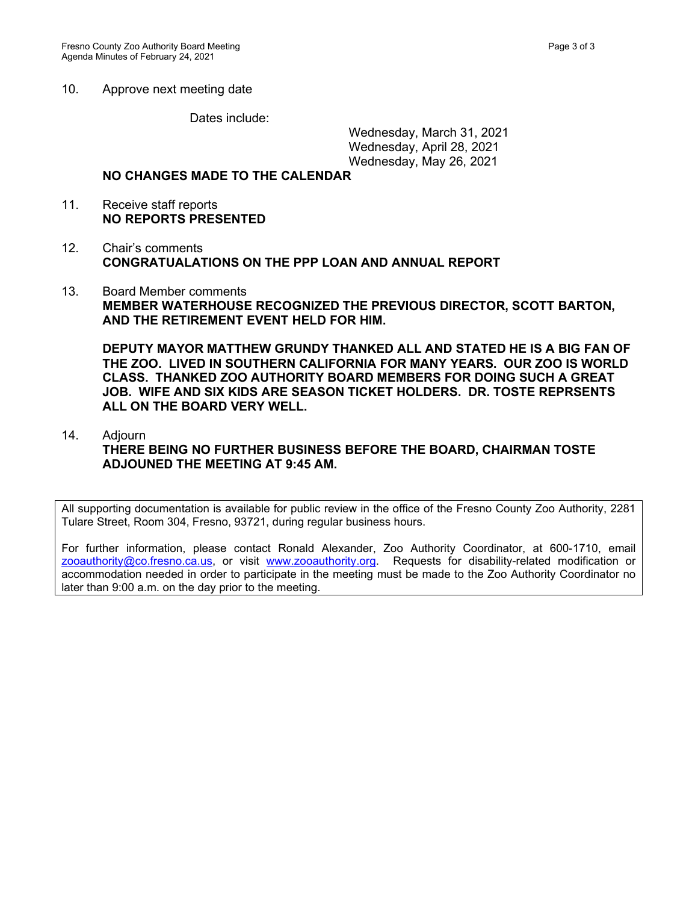10. Approve next meeting date

    Dates include:

    Wednesday, March 31, 2021
    Wednesday, April 28, 2021
    Wednesday, May 26, 2021

    **NO CHANGES MADE TO THE CALENDAR**

11. Receive staff reports
    **NO REPORTS PRESENTED**

12. Chair's comments
    **CONGRATUALATIONS ON THE PPP LOAN AND ANNUAL REPORT**

13. Board Member comments
    **MEMBER WATERHOUSE RECOGNIZED THE PREVIOUS DIRECTOR, SCOTT BARTON, AND THE RETIREMENT EVENT HELD FOR HIM.**

    **DEPUTY MAYOR MATTHEW GRUNDY THANKED ALL AND STATED HE IS A BIG FAN OF THE ZOO. LIVED IN SOUTHERN CALIFORNIA FOR MANY YEARS. OUR ZOO IS WORLD CLASS. THANKED ZOO AUTHORITY BOARD MEMBERS FOR DOING SUCH A GREAT JOB. WIFE AND SIX KIDS ARE SEASON TICKET HOLDERS. DR. TOSTE REPRSENTS ALL ON THE BOARD VERY WELL.**

14. Adjourn
    **THERE BEING NO FURTHER BUSINESS BEFORE THE BOARD, CHAIRMAN TOSTE ADJOUNED THE MEETING AT 9:45 AM.**

---

All supporting documentation is available for public review in the office of the Fresno County Zoo Authority, 2281 Tulare Street, Room 304, Fresno, 93721, during regular business hours.

For further information, please contact Ronald Alexander, Zoo Authority Coordinator, at 600-1710, email zooauthority@co.fresno.ca.us, or visit www.zooauthority.org. Requests for disability-related modification or accommodation needed in order to participate in the meeting must be made to the Zoo Authority Coordinator no later than 9:00 a.m. on the day prior to the meeting.